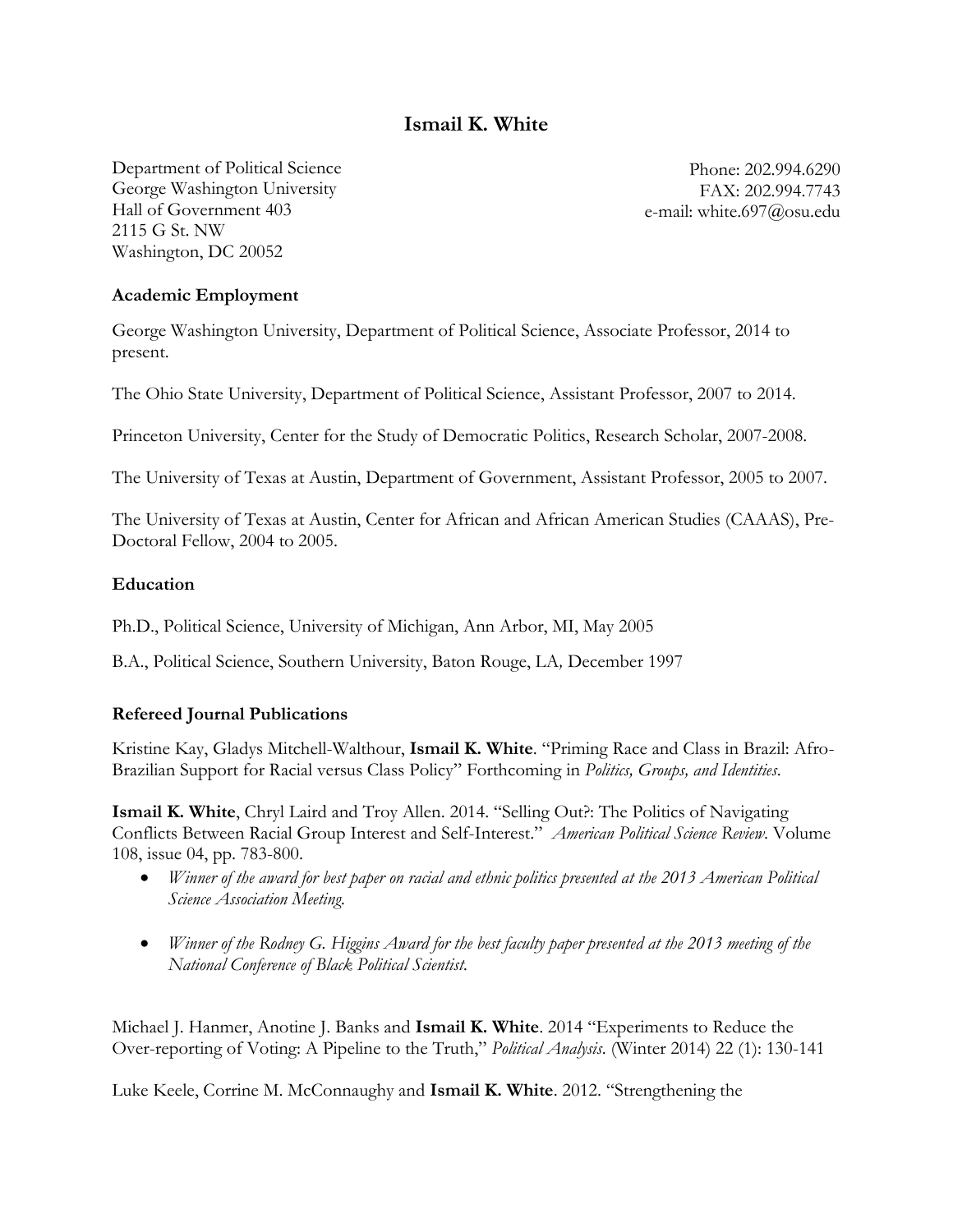# Ismail K. White

Department of Political Science
George Washington University
Hall of Government 403
2115 G St. NW
Washington, DC 20052

Phone: 202.994.6290
FAX: 202.994.7743
e-mail: white.697@osu.edu

## Academic Employment

George Washington University, Department of Political Science, Associate Professor, 2014 to present.

The Ohio State University, Department of Political Science, Assistant Professor, 2007 to 2014.

Princeton University, Center for the Study of Democratic Politics, Research Scholar, 2007-2008.

The University of Texas at Austin, Department of Government, Assistant Professor, 2005 to 2007.

The University of Texas at Austin, Center for African and African American Studies (CAAAS), Pre-Doctoral Fellow, 2004 to 2005.

## Education

Ph.D., Political Science, University of Michigan, Ann Arbor, MI, May 2005

B.A., Political Science, Southern University, Baton Rouge, LA, December 1997

## Refereed Journal Publications

Kristine Kay, Gladys Mitchell-Walthour, **Ismail K. White**. "Priming Race and Class in Brazil: Afro-Brazilian Support for Racial versus Class Policy" Forthcoming in *Politics, Groups, and Identities*.

**Ismail K. White**, Chryl Laird and Troy Allen. 2014. "Selling Out?: The Politics of Navigating Conflicts Between Racial Group Interest and Self-Interest." *American Political Science Review*. Volume 108, issue 04, pp. 783-800.

- *Winner of the award for best paper on racial and ethnic politics presented at the 2013 American Political Science Association Meeting.*
- *Winner of the Rodney G. Higgins Award for the best faculty paper presented at the 2013 meeting of the National Conference of Black Political Scientist.*

Michael J. Hanmer, Anotine J. Banks and **Ismail K. White**. 2014 "Experiments to Reduce the Over-reporting of Voting: A Pipeline to the Truth," *Political Analysis*. (Winter 2014) 22 (1): 130-141

Luke Keele, Corrine M. McConnaughy and **Ismail K. White**. 2012. "Strengthening the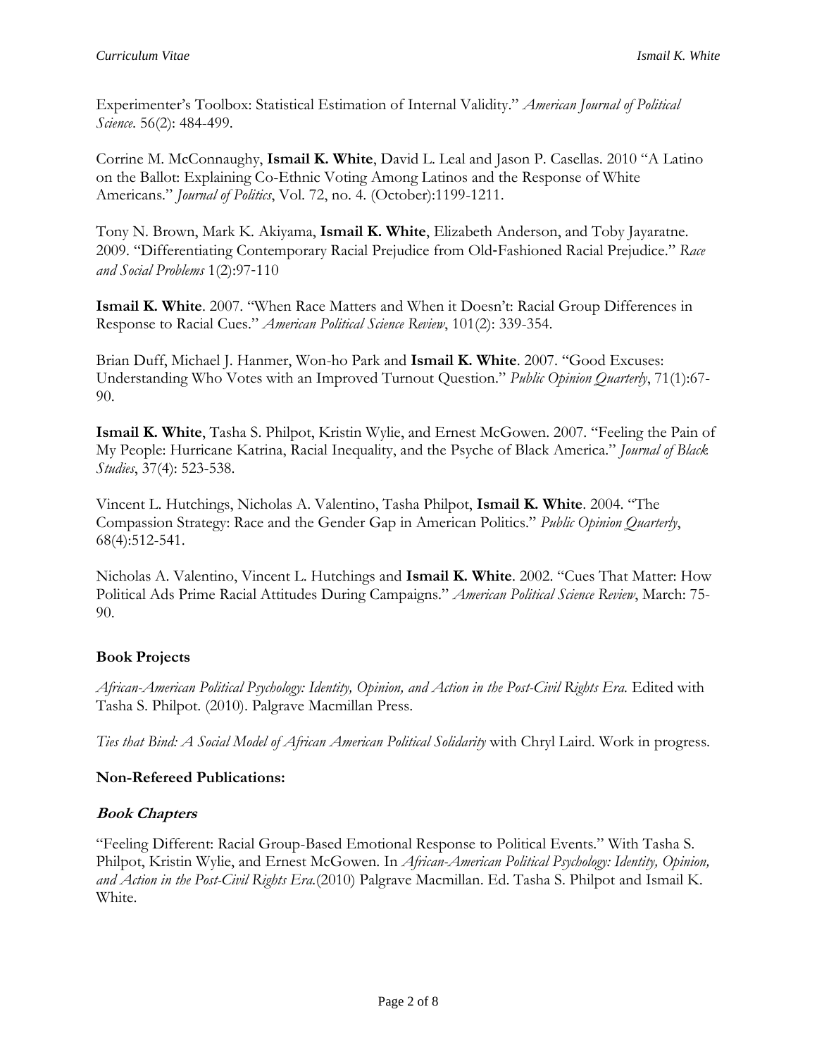Experimenter's Toolbox: Statistical Estimation of Internal Validity." *American Journal of Political Science*. 56(2): 484-499.

Corrine M. McConnaughy, **Ismail K. White**, David L. Leal and Jason P. Casellas. 2010 "A Latino on the Ballot: Explaining Co-Ethnic Voting Among Latinos and the Response of White Americans." *Journal of Politics*, Vol. 72, no. 4. (October):1199-1211.

Tony N. Brown, Mark K. Akiyama, **Ismail K. White**, Elizabeth Anderson, and Toby Jayaratne. 2009. "Differentiating Contemporary Racial Prejudice from Old-Fashioned Racial Prejudice." *Race and Social Problems* 1(2):97-110

**Ismail K. White**. 2007. "When Race Matters and When it Doesn't: Racial Group Differences in Response to Racial Cues." *American Political Science Review*, 101(2): 339-354.

Brian Duff, Michael J. Hanmer, Won-ho Park and **Ismail K. White**. 2007. "Good Excuses: Understanding Who Votes with an Improved Turnout Question." *Public Opinion Quarterly*, 71(1):67-90.

**Ismail K. White**, Tasha S. Philpot, Kristin Wylie, and Ernest McGowen. 2007. "Feeling the Pain of My People: Hurricane Katrina, Racial Inequality, and the Psyche of Black America." *Journal of Black Studies*, 37(4): 523-538.

Vincent L. Hutchings, Nicholas A. Valentino, Tasha Philpot, **Ismail K. White**. 2004. "The Compassion Strategy: Race and the Gender Gap in American Politics." *Public Opinion Quarterly*, 68(4):512-541.

Nicholas A. Valentino, Vincent L. Hutchings and **Ismail K. White**. 2002. "Cues That Matter: How Political Ads Prime Racial Attitudes During Campaigns." *American Political Science Review*, March: 75-90.

**Book Projects**

*African-American Political Psychology: Identity, Opinion, and Action in the Post-Civil Rights Era.* Edited with Tasha S. Philpot. (2010). Palgrave Macmillan Press.

*Ties that Bind: A Social Model of African American Political Solidarity* with Chryl Laird. Work in progress.

**Non-Refereed Publications:**

***Book Chapters***

"Feeling Different: Racial Group-Based Emotional Response to Political Events." With Tasha S. Philpot, Kristin Wylie, and Ernest McGowen. In *African-American Political Psychology: Identity, Opinion, and Action in the Post-Civil Rights Era.*(2010) Palgrave Macmillan. Ed. Tasha S. Philpot and Ismail K. White.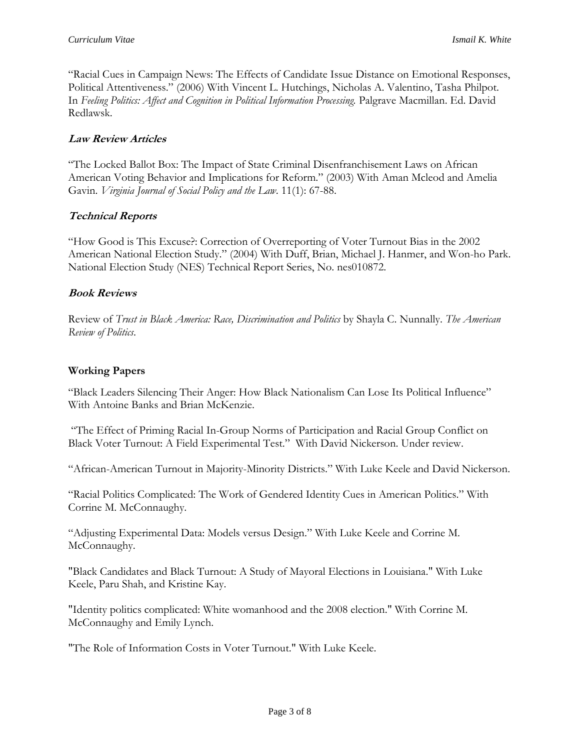“Racial Cues in Campaign News: The Effects of Candidate Issue Distance on Emotional Responses, Political Attentiveness.” (2006) With Vincent L. Hutchings, Nicholas A. Valentino, Tasha Philpot. In *Feeling Politics: Affect and Cognition in Political Information Processing.* Palgrave Macmillan. Ed. David Redlawsk.

### *Law Review Articles*

“The Locked Ballot Box: The Impact of State Criminal Disenfranchisement Laws on African American Voting Behavior and Implications for Reform.” (2003) With Aman Mcleod and Amelia Gavin. *Virginia Journal of Social Policy and the Law*. 11(1): 67-88.

### *Technical Reports*

“How Good is This Excuse?: Correction of Overreporting of Voter Turnout Bias in the 2002 American National Election Study.” (2004) With Duff, Brian, Michael J. Hanmer, and Won-ho Park. National Election Study (NES) Technical Report Series, No. nes010872.

### *Book Reviews*

Review of *Trust in Black America: Race, Discrimination and Politics* by Shayla C. Nunnally. *The American Review of Politics*.

## Working Papers

“Black Leaders Silencing Their Anger: How Black Nationalism Can Lose Its Political Influence” With Antoine Banks and Brian McKenzie.

“The Effect of Priming Racial In-Group Norms of Participation and Racial Group Conflict on Black Voter Turnout: A Field Experimental Test.” With David Nickerson. Under review.

“African-American Turnout in Majority-Minority Districts.” With Luke Keele and David Nickerson.

“Racial Politics Complicated: The Work of Gendered Identity Cues in American Politics.” With Corrine M. McConnaughy.

“Adjusting Experimental Data: Models versus Design.” With Luke Keele and Corrine M. McConnaughy.

"Black Candidates and Black Turnout: A Study of Mayoral Elections in Louisiana." With Luke Keele, Paru Shah, and Kristine Kay.

"Identity politics complicated: White womanhood and the 2008 election." With Corrine M. McConnaughy and Emily Lynch.

"The Role of Information Costs in Voter Turnout." With Luke Keele.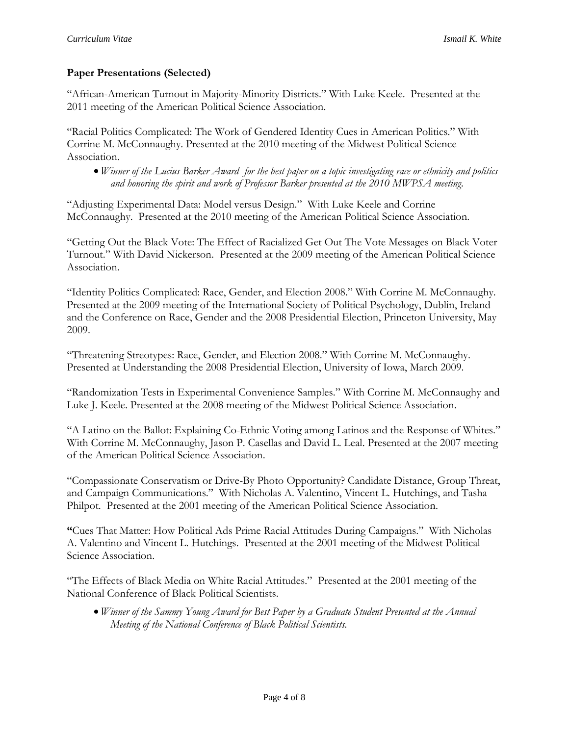### Paper Presentations (Selected)

"African-American Turnout in Majority-Minority Districts." With Luke Keele. Presented at the 2011 meeting of the American Political Science Association.

"Racial Politics Complicated: The Work of Gendered Identity Cues in American Politics." With Corrine M. McConnaughy. Presented at the 2010 meeting of the Midwest Political Science Association.

- *Winner of the Lucius Barker Award for the best paper on a topic investigating race or ethnicity and politics and honoring the spirit and work of Professor Barker presented at the 2010 MWPSA meeting.*

"Adjusting Experimental Data: Model versus Design." With Luke Keele and Corrine McConnaughy. Presented at the 2010 meeting of the American Political Science Association.

"Getting Out the Black Vote: The Effect of Racialized Get Out The Vote Messages on Black Voter Turnout." With David Nickerson. Presented at the 2009 meeting of the American Political Science Association.

"Identity Politics Complicated: Race, Gender, and Election 2008." With Corrine M. McConnaughy. Presented at the 2009 meeting of the International Society of Political Psychology, Dublin, Ireland and the Conference on Race, Gender and the 2008 Presidential Election, Princeton University, May 2009.

"Threatening Streotypes: Race, Gender, and Election 2008." With Corrine M. McConnaughy. Presented at Understanding the 2008 Presidential Election, University of Iowa, March 2009.

"Randomization Tests in Experimental Convenience Samples." With Corrine M. McConnaughy and Luke J. Keele. Presented at the 2008 meeting of the Midwest Political Science Association.

"A Latino on the Ballot: Explaining Co-Ethnic Voting among Latinos and the Response of Whites." With Corrine M. McConnaughy, Jason P. Casellas and David L. Leal. Presented at the 2007 meeting of the American Political Science Association.

"Compassionate Conservatism or Drive-By Photo Opportunity? Candidate Distance, Group Threat, and Campaign Communications." With Nicholas A. Valentino, Vincent L. Hutchings, and Tasha Philpot. Presented at the 2001 meeting of the American Political Science Association.

"Cues That Matter: How Political Ads Prime Racial Attitudes During Campaigns." With Nicholas A. Valentino and Vincent L. Hutchings. Presented at the 2001 meeting of the Midwest Political Science Association.

"The Effects of Black Media on White Racial Attitudes." Presented at the 2001 meeting of the National Conference of Black Political Scientists.

- *Winner of the Sammy Young Award for Best Paper by a Graduate Student Presented at the Annual Meeting of the National Conference of Black Political Scientists.*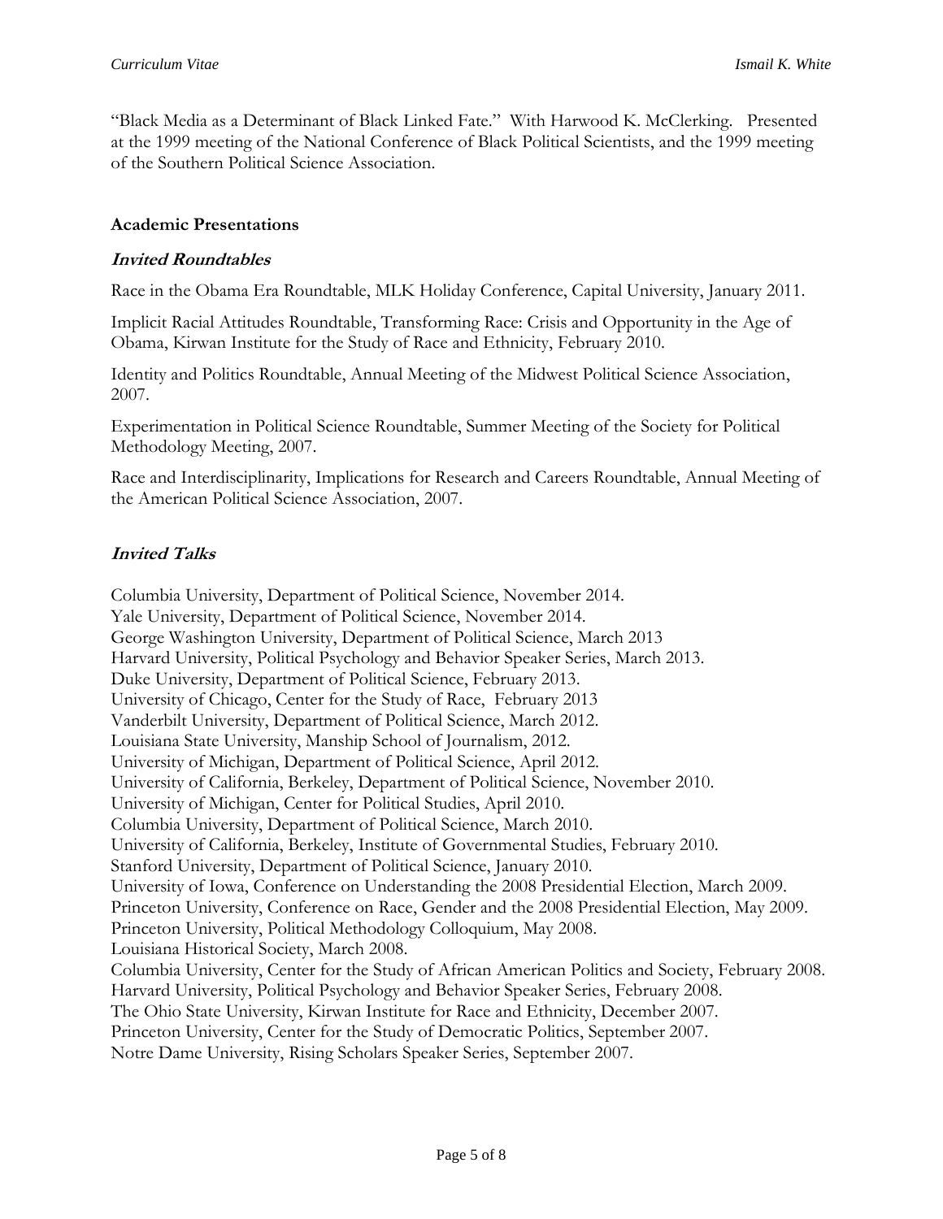"Black Media as a Determinant of Black Linked Fate." With Harwood K. McClerking. Presented at the 1999 meeting of the National Conference of Black Political Scientists, and the 1999 meeting of the Southern Political Science Association.

### Academic Presentations

#### *Invited Roundtables*

Race in the Obama Era Roundtable, MLK Holiday Conference, Capital University, January 2011.

Implicit Racial Attitudes Roundtable, Transforming Race: Crisis and Opportunity in the Age of Obama, Kirwan Institute for the Study of Race and Ethnicity, February 2010.

Identity and Politics Roundtable, Annual Meeting of the Midwest Political Science Association, 2007.

Experimentation in Political Science Roundtable, Summer Meeting of the Society for Political Methodology Meeting, 2007.

Race and Interdisciplinarity, Implications for Research and Careers Roundtable, Annual Meeting of the American Political Science Association, 2007.

#### *Invited Talks*

Columbia University, Department of Political Science, November 2014.
Yale University, Department of Political Science, November 2014.
George Washington University, Department of Political Science, March 2013
Harvard University, Political Psychology and Behavior Speaker Series, March 2013.
Duke University, Department of Political Science, February 2013.
University of Chicago, Center for the Study of Race, February 2013
Vanderbilt University, Department of Political Science, March 2012.
Louisiana State University, Manship School of Journalism, 2012.
University of Michigan, Department of Political Science, April 2012.
University of California, Berkeley, Department of Political Science, November 2010.
University of Michigan, Center for Political Studies, April 2010.
Columbia University, Department of Political Science, March 2010.
University of California, Berkeley, Institute of Governmental Studies, February 2010.
Stanford University, Department of Political Science, January 2010.
University of Iowa, Conference on Understanding the 2008 Presidential Election, March 2009.
Princeton University, Conference on Race, Gender and the 2008 Presidential Election, May 2009.
Princeton University, Political Methodology Colloquium, May 2008.
Louisiana Historical Society, March 2008.
Columbia University, Center for the Study of African American Politics and Society, February 2008.
Harvard University, Political Psychology and Behavior Speaker Series, February 2008.
The Ohio State University, Kirwan Institute for Race and Ethnicity, December 2007.
Princeton University, Center for the Study of Democratic Politics, September 2007.
Notre Dame University, Rising Scholars Speaker Series, September 2007.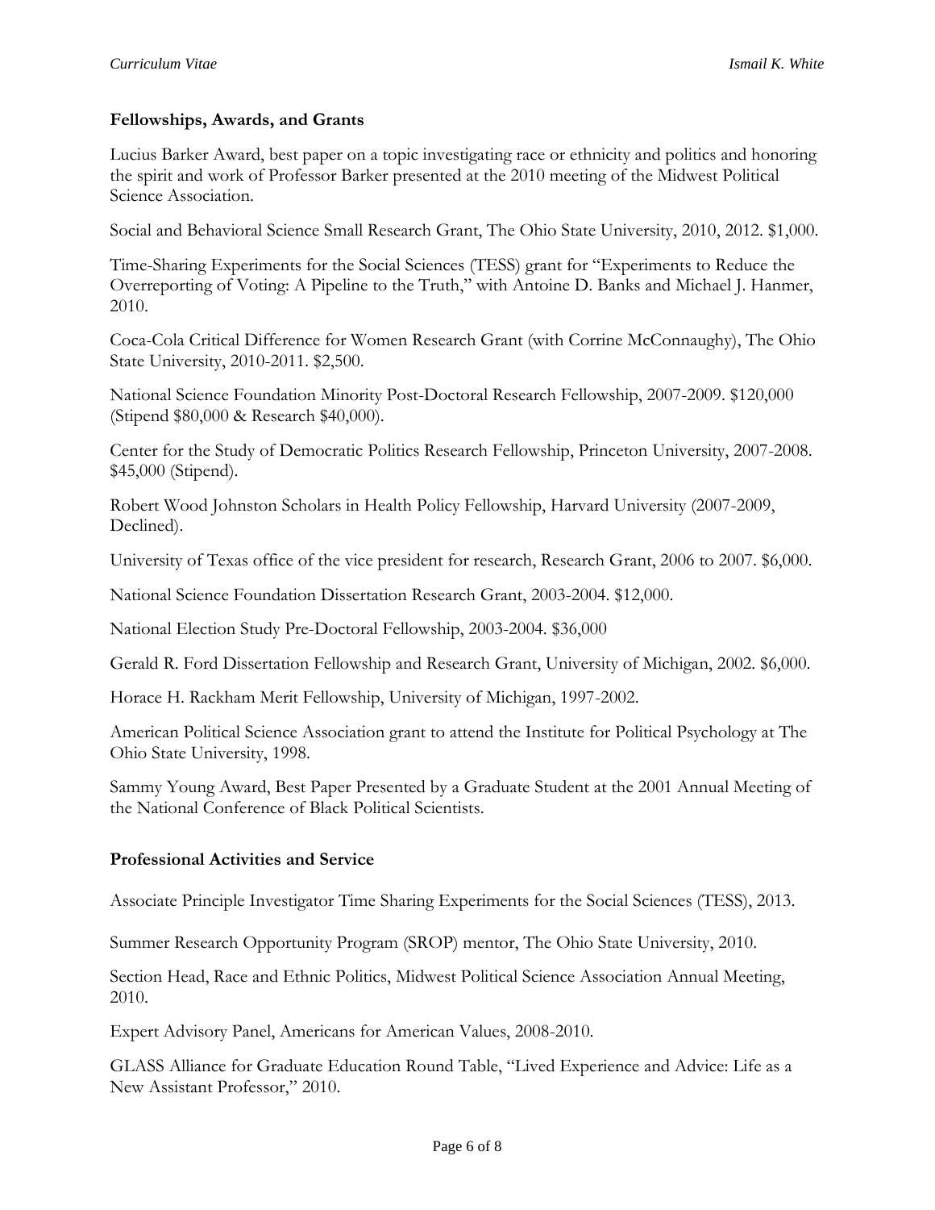## Fellowships, Awards, and Grants

Lucius Barker Award, best paper on a topic investigating race or ethnicity and politics and honoring the spirit and work of Professor Barker presented at the 2010 meeting of the Midwest Political Science Association.

Social and Behavioral Science Small Research Grant, The Ohio State University, 2010, 2012. $1,000.

Time-Sharing Experiments for the Social Sciences (TESS) grant for "Experiments to Reduce the Overreporting of Voting: A Pipeline to the Truth," with Antoine D. Banks and Michael J. Hanmer, 2010.

Coca-Cola Critical Difference for Women Research Grant (with Corrine McConnaughy), The Ohio State University, 2010-2011. $2,500.

National Science Foundation Minority Post-Doctoral Research Fellowship, 2007-2009. $120,000 (Stipend $80,000 & Research $40,000).

Center for the Study of Democratic Politics Research Fellowship, Princeton University, 2007-2008. $45,000 (Stipend).

Robert Wood Johnston Scholars in Health Policy Fellowship, Harvard University (2007-2009, Declined).

University of Texas office of the vice president for research, Research Grant, 2006 to 2007. $6,000.

National Science Foundation Dissertation Research Grant, 2003-2004. $12,000.

National Election Study Pre-Doctoral Fellowship, 2003-2004. $36,000

Gerald R. Ford Dissertation Fellowship and Research Grant, University of Michigan, 2002. $6,000.

Horace H. Rackham Merit Fellowship, University of Michigan, 1997-2002.

American Political Science Association grant to attend the Institute for Political Psychology at The Ohio State University, 1998.

Sammy Young Award, Best Paper Presented by a Graduate Student at the 2001 Annual Meeting of the National Conference of Black Political Scientists.

## Professional Activities and Service

Associate Principle Investigator Time Sharing Experiments for the Social Sciences (TESS), 2013.

Summer Research Opportunity Program (SROP) mentor, The Ohio State University, 2010.

Section Head, Race and Ethnic Politics, Midwest Political Science Association Annual Meeting, 2010.

Expert Advisory Panel, Americans for American Values, 2008-2010.

GLASS Alliance for Graduate Education Round Table, "Lived Experience and Advice: Life as a New Assistant Professor," 2010.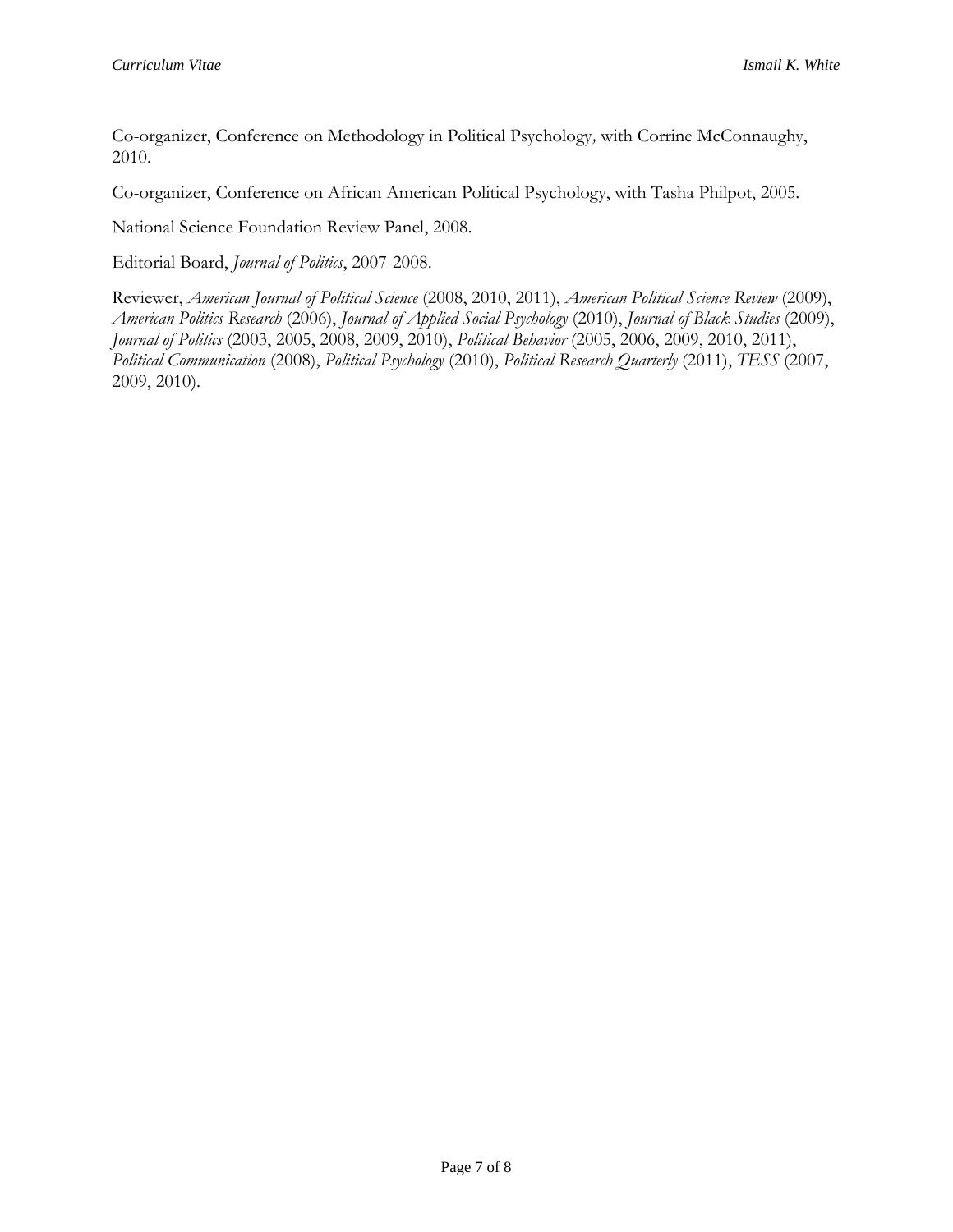Co-organizer, Conference on Methodology in Political Psychology*,* with Corrine McConnaughy, 2010.

Co-organizer, Conference on African American Political Psychology, with Tasha Philpot, 2005.

National Science Foundation Review Panel, 2008.

Editorial Board, *Journal of Politics*, 2007-2008.

Reviewer, *American Journal of Political Science* (2008, 2010, 2011), *American Political Science Review* (2009), *American Politics Research* (2006), *Journal of Applied Social Psychology* (2010), *Journal of Black Studies* (2009), *Journal of Politics* (2003, 2005, 2008, 2009, 2010), *Political Behavior* (2005, 2006, 2009, 2010, 2011), *Political Communication* (2008), *Political Psychology* (2010), *Political Research Quarterly* (2011), *TESS* (2007, 2009, 2010).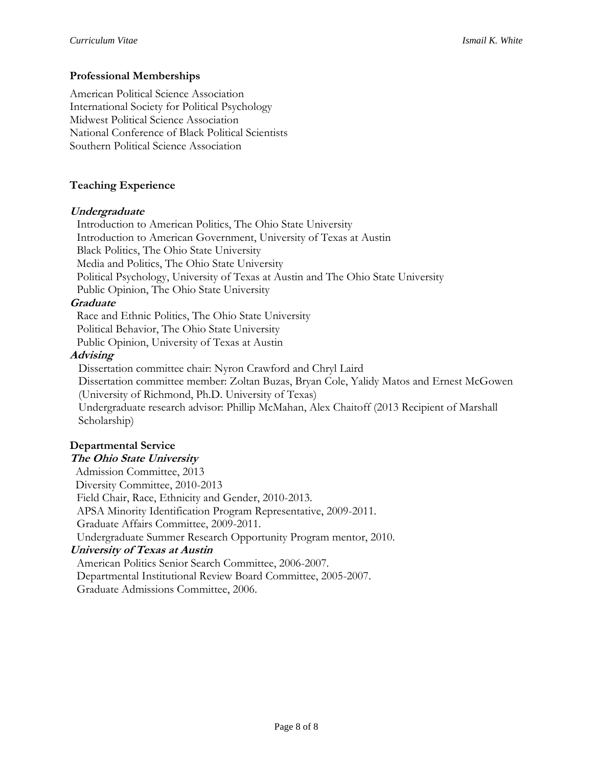## Professional Memberships

American Political Science Association
International Society for Political Psychology
Midwest Political Science Association
National Conference of Black Political Scientists
Southern Political Science Association

## Teaching Experience

***Undergraduate***

Introduction to American Politics, The Ohio State University
Introduction to American Government, University of Texas at Austin
Black Politics, The Ohio State University
Media and Politics, The Ohio State University
Political Psychology, University of Texas at Austin and The Ohio State University
Public Opinion, The Ohio State University

***Graduate***

Race and Ethnic Politics, The Ohio State University
Political Behavior, The Ohio State University
Public Opinion, University of Texas at Austin

***Advising***

Dissertation committee chair: Nyron Crawford and Chryl Laird
Dissertation committee member: Zoltan Buzas, Bryan Cole, Yalidy Matos and Ernest McGowen (University of Richmond, Ph.D. University of Texas)
Undergraduate research advisor: Phillip McMahan, Alex Chaitoff (2013 Recipient of Marshall Scholarship)

## Departmental Service

***The Ohio State University***

Admission Committee, 2013
Diversity Committee, 2010-2013
Field Chair, Race, Ethnicity and Gender, 2010-2013.
APSA Minority Identification Program Representative, 2009-2011.
Graduate Affairs Committee, 2009-2011.
Undergraduate Summer Research Opportunity Program mentor, 2010.

***University of Texas at Austin***

American Politics Senior Search Committee, 2006-2007.
Departmental Institutional Review Board Committee, 2005-2007.
Graduate Admissions Committee, 2006.